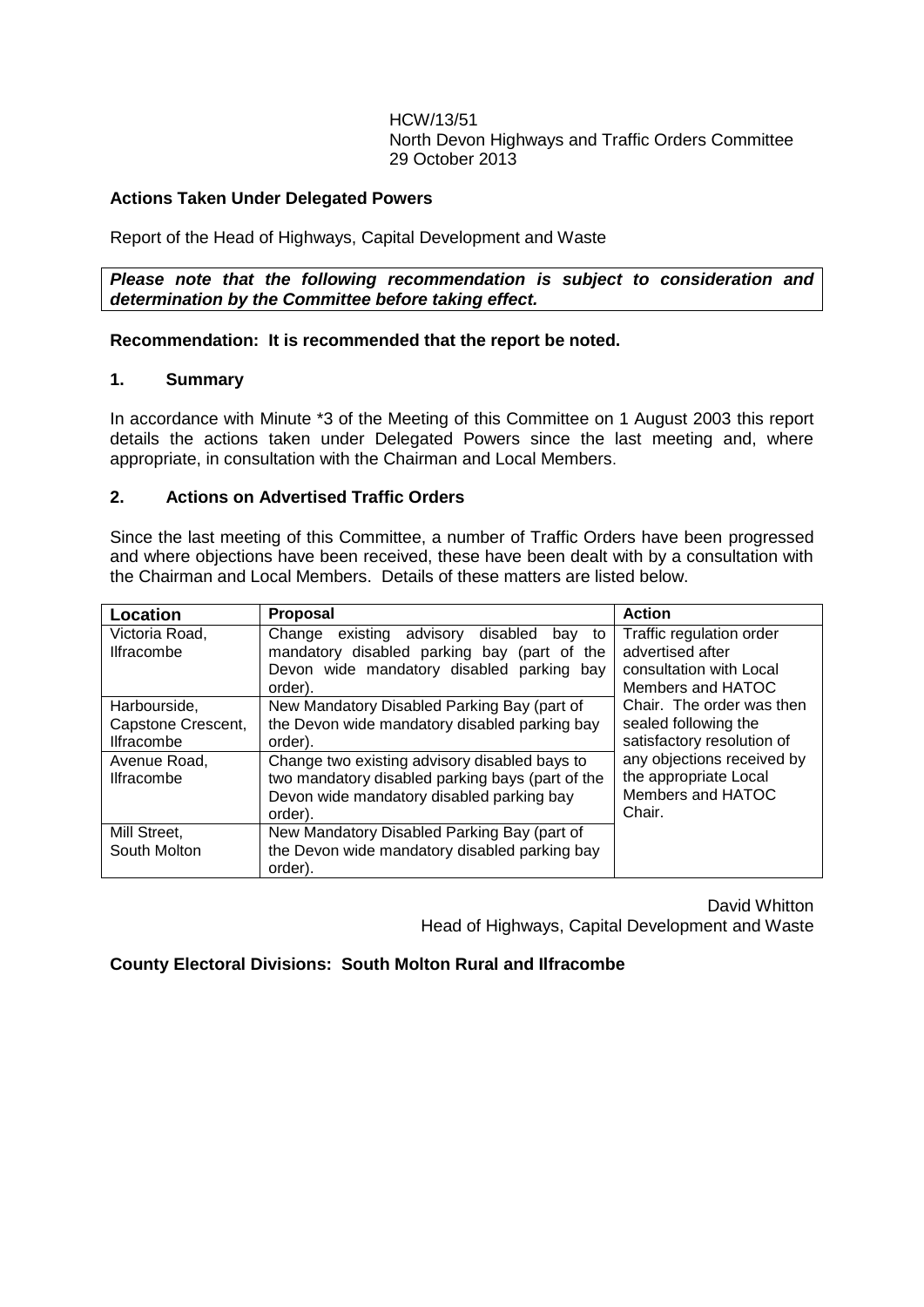HCW/13/51
North Devon Highways and Traffic Orders Committee
29 October 2013

**Actions Taken Under Delegated Powers**

Report of the Head of Highways, Capital Development and Waste

***Please note that the following recommendation is subject to consideration and determination by the Committee before taking effect.***

**Recommendation: It is recommended that the report be noted.**

## 1. Summary

In accordance with Minute *3 of the Meeting of this Committee on 1 August 2003 this report details the actions taken under Delegated Powers since the last meeting and, where appropriate, in consultation with the Chairman and Local Members.

## 2. Actions on Advertised Traffic Orders

Since the last meeting of this Committee, a number of Traffic Orders have been progressed and where objections have been received, these have been dealt with by a consultation with the Chairman and Local Members. Details of these matters are listed below.

| Location | Proposal | Action |
|---|---|---|
| Victoria Road, Ilfracombe | Change existing advisory disabled bay to mandatory disabled parking bay (part of the Devon wide mandatory disabled parking bay order). | Traffic regulation order advertised after consultation with Local Members and HATOC Chair. The order was then sealed following the satisfactory resolution of any objections received by the appropriate Local Members and HATOC Chair. |
| Harbourside, Capstone Crescent, Ilfracombe | New Mandatory Disabled Parking Bay (part of the Devon wide mandatory disabled parking bay order). | |
| Avenue Road, Ilfracombe | Change two existing advisory disabled bays to two mandatory disabled parking bays (part of the Devon wide mandatory disabled parking bay order). | |
| Mill Street, South Molton | New Mandatory Disabled Parking Bay (part of the Devon wide mandatory disabled parking bay order). | |

David Whitton
Head of Highways, Capital Development and Waste

**County Electoral Divisions: South Molton Rural and Ilfracombe**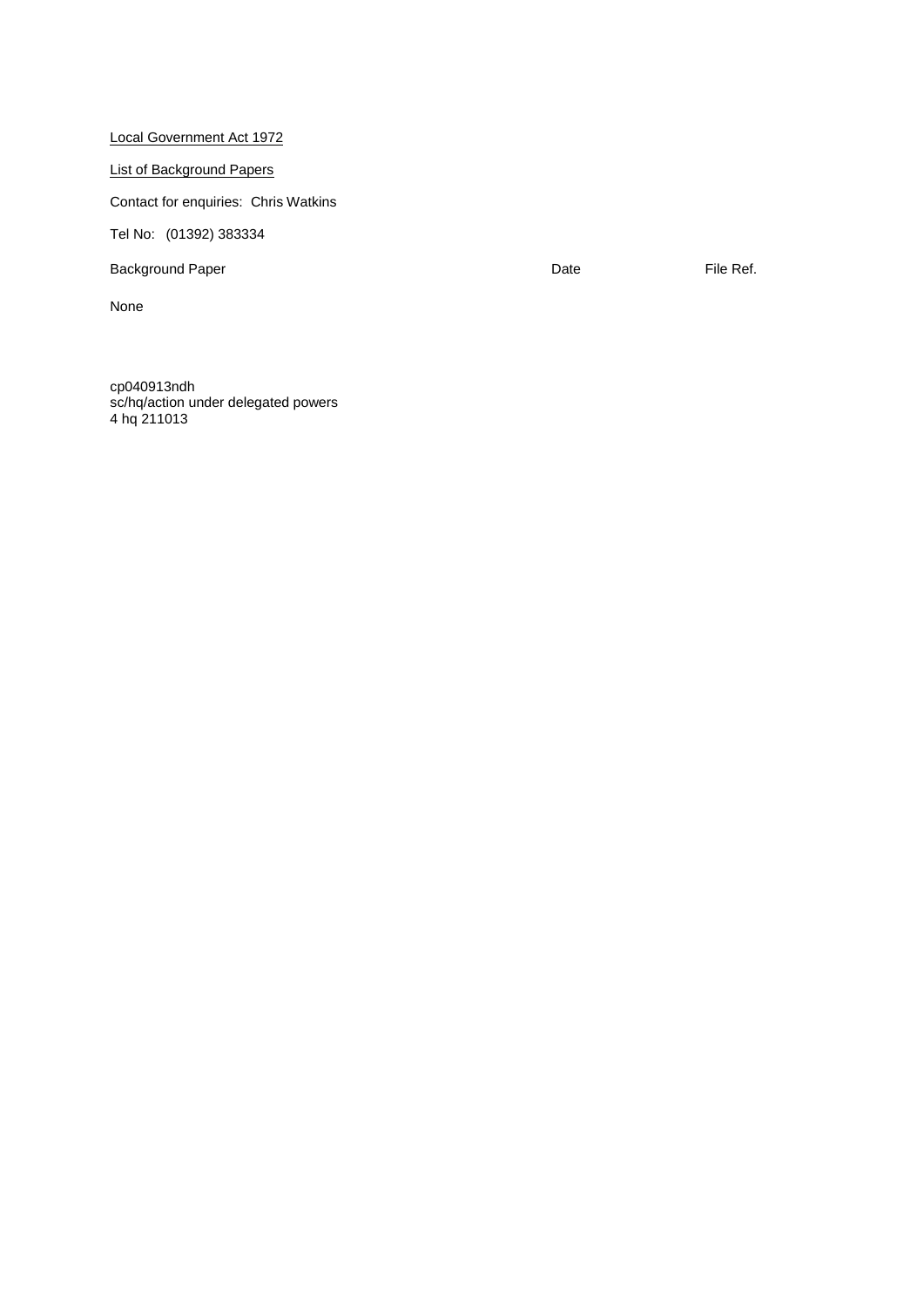Local Government Act 1972

List of Background Papers

Contact for enquiries: Chris Watkins

Tel No: (01392) 383334

| Background Paper | Date | File Ref. |
| --- | --- | --- |
| None | | |

cp040913ndh
sc/hq/action under delegated powers
4 hq 211013